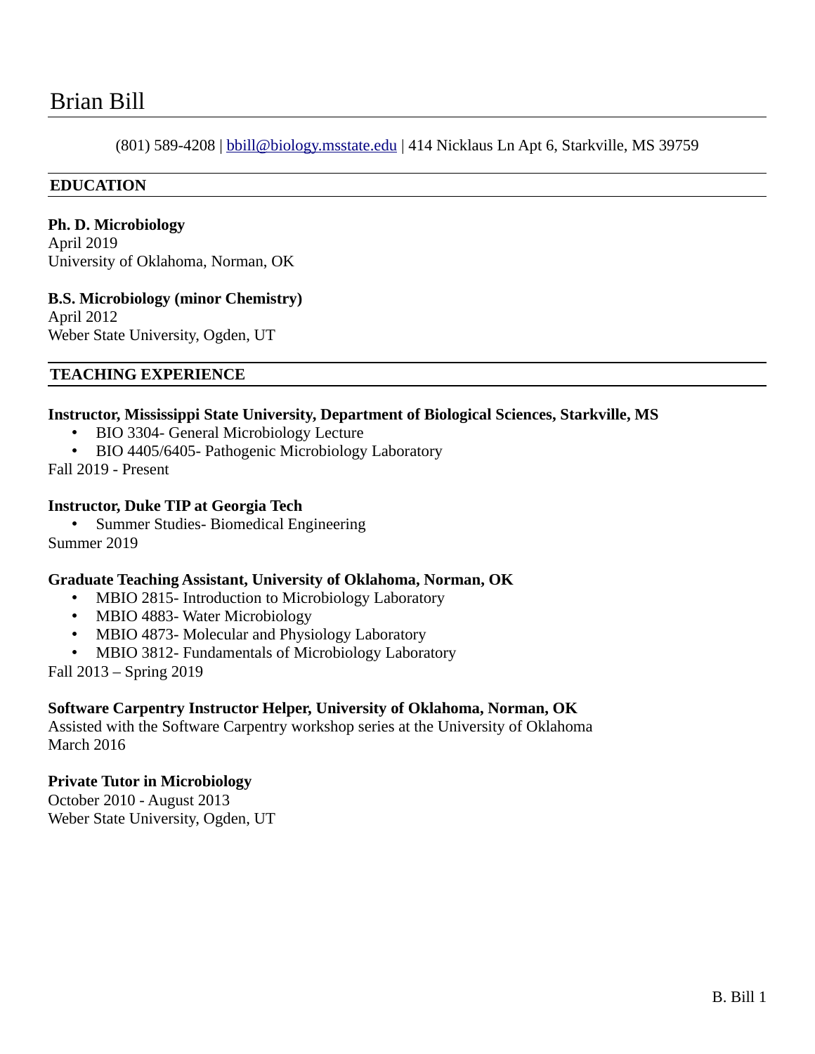# Brian Bill

(801) 589-4208 | [bbill@biology.msstate.edu](mailto:bbill@biology.msstate.edu) | 414 Nicklaus Ln Apt 6, Starkville, MS 39759

## EDUCATION

**Ph. D. Microbiology**
April 2019
University of Oklahoma, Norman, OK

**B.S. Microbiology (minor Chemistry)**
April 2012
Weber State University, Ogden, UT

## TEACHING EXPERIENCE

**Instructor, Mississippi State University, Department of Biological Sciences, Starkville, MS**

- BIO 3304- General Microbiology Lecture
- BIO 4405/6405- Pathogenic Microbiology Laboratory

Fall 2019 - Present

**Instructor, Duke TIP at Georgia Tech**

- Summer Studies- Biomedical Engineering

Summer 2019

**Graduate Teaching Assistant, University of Oklahoma, Norman, OK**

- MBIO 2815- Introduction to Microbiology Laboratory
- MBIO 4883- Water Microbiology
- MBIO 4873- Molecular and Physiology Laboratory
- MBIO 3812- Fundamentals of Microbiology Laboratory

Fall 2013 – Spring 2019

**Software Carpentry Instructor Helper, University of Oklahoma, Norman, OK**
Assisted with the Software Carpentry workshop series at the University of Oklahoma
March 2016

**Private Tutor in Microbiology**
October 2010 - August 2013
Weber State University, Ogden, UT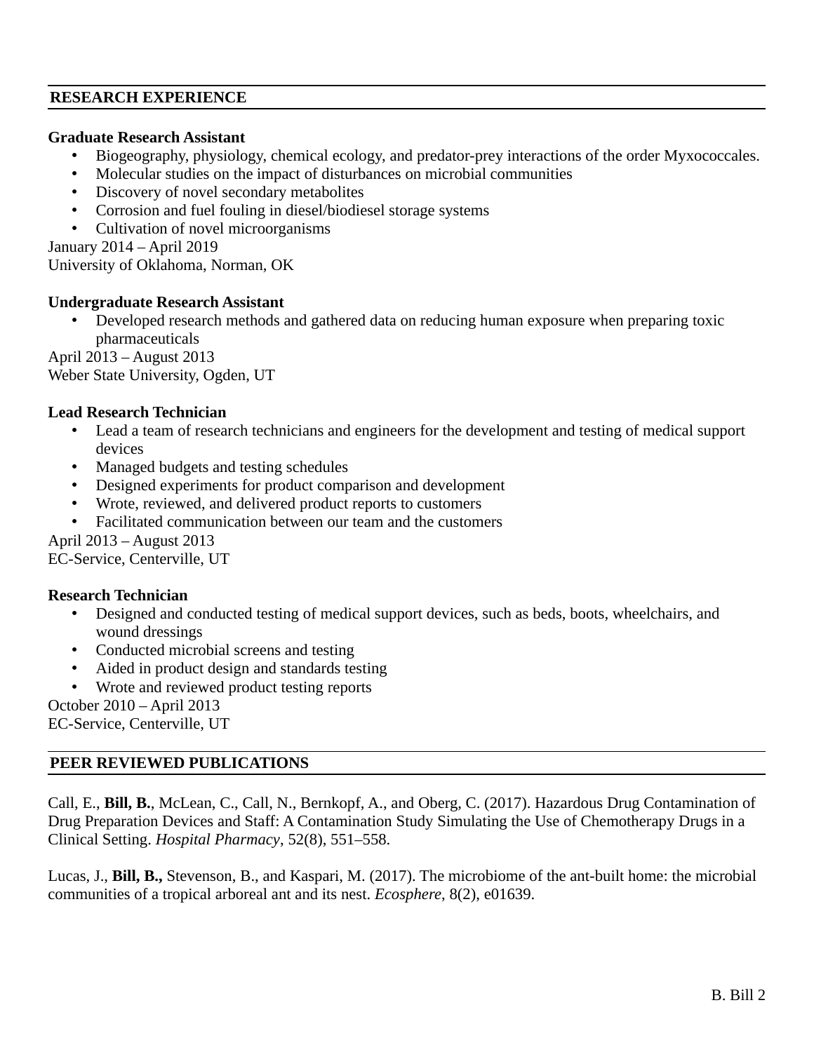## RESEARCH EXPERIENCE

**Graduate Research Assistant**

- Biogeography, physiology, chemical ecology, and predator-prey interactions of the order Myxococcales.
- Molecular studies on the impact of disturbances on microbial communities
- Discovery of novel secondary metabolites
- Corrosion and fuel fouling in diesel/biodiesel storage systems
- Cultivation of novel microorganisms

January 2014 – April 2019
University of Oklahoma, Norman, OK

**Undergraduate Research Assistant**

- Developed research methods and gathered data on reducing human exposure when preparing toxic pharmaceuticals

April 2013 – August 2013
Weber State University, Ogden, UT

**Lead Research Technician**

- Lead a team of research technicians and engineers for the development and testing of medical support devices
- Managed budgets and testing schedules
- Designed experiments for product comparison and development
- Wrote, reviewed, and delivered product reports to customers
- Facilitated communication between our team and the customers

April 2013 – August 2013
EC-Service, Centerville, UT

**Research Technician**

- Designed and conducted testing of medical support devices, such as beds, boots, wheelchairs, and wound dressings
- Conducted microbial screens and testing
- Aided in product design and standards testing
- Wrote and reviewed product testing reports

October 2010 – April 2013
EC-Service, Centerville, UT

## PEER REVIEWED PUBLICATIONS

Call, E., **Bill, B.**, McLean, C., Call, N., Bernkopf, A., and Oberg, C. (2017). Hazardous Drug Contamination of Drug Preparation Devices and Staff: A Contamination Study Simulating the Use of Chemotherapy Drugs in a Clinical Setting. *Hospital Pharmacy*, 52(8), 551–558.

Lucas, J., **Bill, B.,** Stevenson, B., and Kaspari, M. (2017). The microbiome of the ant-built home: the microbial communities of a tropical arboreal ant and its nest. *Ecosphere*, 8(2), e01639.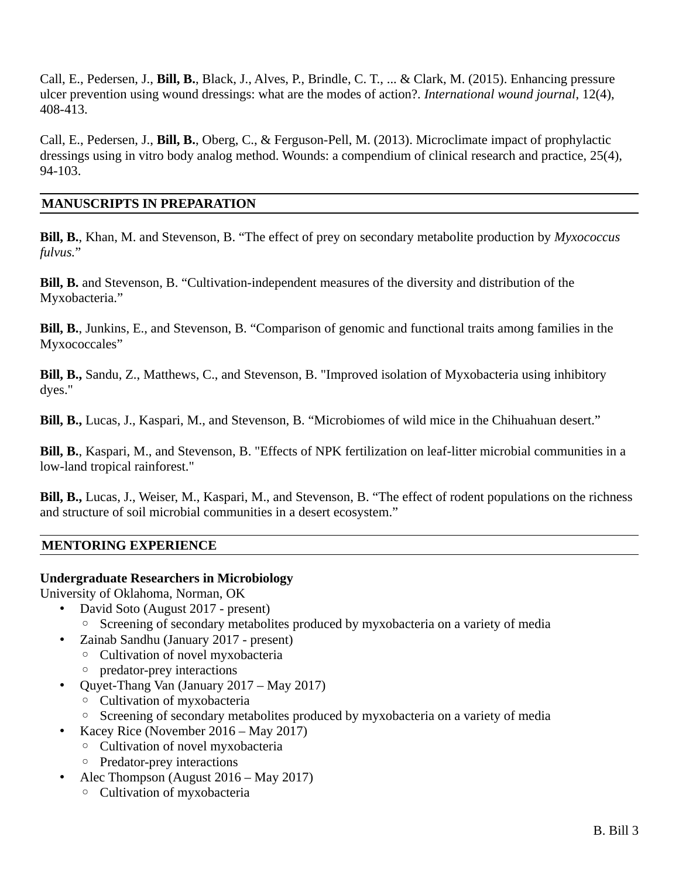Call, E., Pedersen, J., **Bill, B.**, Black, J., Alves, P., Brindle, C. T., ... & Clark, M. (2015). Enhancing pressure ulcer prevention using wound dressings: what are the modes of action?. *International wound journal*, 12(4), 408-413.

Call, E., Pedersen, J., **Bill, B.**, Oberg, C., & Ferguson-Pell, M. (2013). Microclimate impact of prophylactic dressings using in vitro body analog method. Wounds: a compendium of clinical research and practice, 25(4), 94-103.

## MANUSCRIPTS IN PREPARATION

**Bill, B.**, Khan, M. and Stevenson, B. "The effect of prey on secondary metabolite production by *Myxococcus fulvus.*"

**Bill, B.** and Stevenson, B. "Cultivation-independent measures of the diversity and distribution of the Myxobacteria."

**Bill, B.**, Junkins, E., and Stevenson, B. "Comparison of genomic and functional traits among families in the Myxococcales"

**Bill, B.,** Sandu, Z., Matthews, C., and Stevenson, B. "Improved isolation of Myxobacteria using inhibitory dyes."

**Bill, B.,** Lucas, J., Kaspari, M., and Stevenson, B. "Microbiomes of wild mice in the Chihuahuan desert."

**Bill, B.**, Kaspari, M., and Stevenson, B. "Effects of NPK fertilization on leaf-litter microbial communities in a low-land tropical rainforest."

**Bill, B.,** Lucas, J., Weiser, M., Kaspari, M., and Stevenson, B. "The effect of rodent populations on the richness and structure of soil microbial communities in a desert ecosystem."

## MENTORING EXPERIENCE

**Undergraduate Researchers in Microbiology**
University of Oklahoma, Norman, OK

- David Soto (August 2017 - present)
  - Screening of secondary metabolites produced by myxobacteria on a variety of media
- Zainab Sandhu (January 2017 - present)
  - Cultivation of novel myxobacteria
  - predator-prey interactions
- Quyet-Thang Van (January 2017 – May 2017)
  - Cultivation of myxobacteria
  - Screening of secondary metabolites produced by myxobacteria on a variety of media
- Kacey Rice (November 2016 – May 2017)
  - Cultivation of novel myxobacteria
  - Predator-prey interactions
- Alec Thompson (August 2016 – May 2017)
  - Cultivation of myxobacteria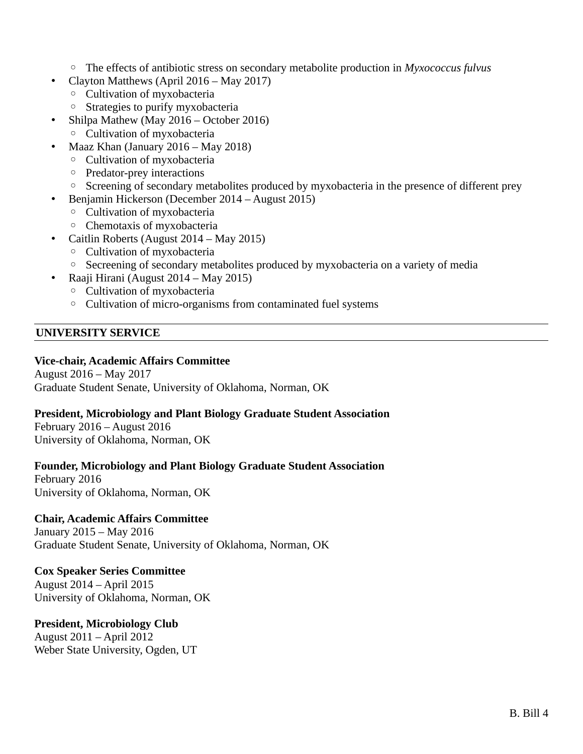- The effects of antibiotic stress on secondary metabolite production in *Myxococcus fulvus*
- Clayton Matthews (April 2016 – May 2017)
    - Cultivation of myxobacteria
    - Strategies to purify myxobacteria
- Shilpa Mathew (May 2016 – October 2016)
    - Cultivation of myxobacteria
- Maaz Khan (January 2016 – May 2018)
    - Cultivation of myxobacteria
    - Predator-prey interactions
    - Screening of secondary metabolites produced by myxobacteria in the presence of different prey
- Benjamin Hickerson (December 2014 – August 2015)
    - Cultivation of myxobacteria
    - Chemotaxis of myxobacteria
- Caitlin Roberts (August 2014 – May 2015)
    - Cultivation of myxobacteria
    - Secreening of secondary metabolites produced by myxobacteria on a variety of media
- Raaji Hirani (August 2014 – May 2015)
    - Cultivation of myxobacteria
    - Cultivation of micro-organisms from contaminated fuel systems

## UNIVERSITY SERVICE

**Vice-chair, Academic Affairs Committee**
August 2016 – May 2017
Graduate Student Senate, University of Oklahoma, Norman, OK

**President, Microbiology and Plant Biology Graduate Student Association**
February 2016 – August 2016
University of Oklahoma, Norman, OK

**Founder, Microbiology and Plant Biology Graduate Student Association**
February 2016
University of Oklahoma, Norman, OK

**Chair, Academic Affairs Committee**
January 2015 – May 2016
Graduate Student Senate, University of Oklahoma, Norman, OK

**Cox Speaker Series Committee**
August 2014 – April 2015
University of Oklahoma, Norman, OK

**President, Microbiology Club**
August 2011 – April 2012
Weber State University, Ogden, UT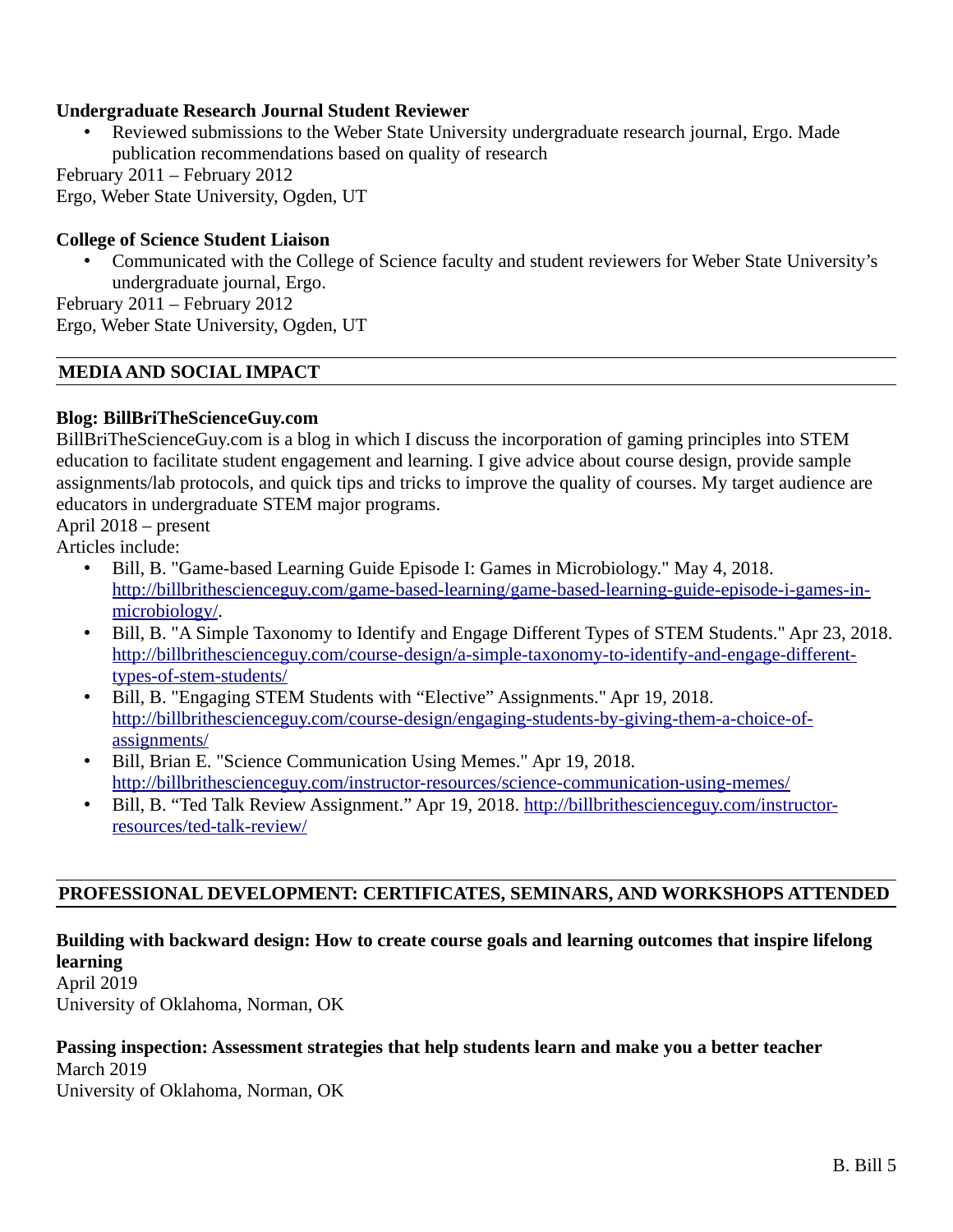**Undergraduate Research Journal Student Reviewer**

- Reviewed submissions to the Weber State University undergraduate research journal, Ergo. Made publication recommendations based on quality of research

February 2011 – February 2012
Ergo, Weber State University, Ogden, UT

**College of Science Student Liaison**

- Communicated with the College of Science faculty and student reviewers for Weber State University's undergraduate journal, Ergo.

February 2011 – February 2012
Ergo, Weber State University, Ogden, UT

## MEDIA AND SOCIAL IMPACT

**Blog: BillBriTheScienceGuy.com**

BillBriTheScienceGuy.com is a blog in which I discuss the incorporation of gaming principles into STEM education to facilitate student engagement and learning. I give advice about course design, provide sample assignments/lab protocols, and quick tips and tricks to improve the quality of courses. My target audience are educators in undergraduate STEM major programs.

April 2018 – present

Articles include:

- Bill, B. "Game-based Learning Guide Episode I: Games in Microbiology." May 4, 2018. http://billbrithescienceguy.com/game-based-learning/game-based-learning-guide-episode-i-games-in-microbiology/.
- Bill, B. "A Simple Taxonomy to Identify and Engage Different Types of STEM Students." Apr 23, 2018. http://billbrithescienceguy.com/course-design/a-simple-taxonomy-to-identify-and-engage-different-types-of-stem-students/
- Bill, B. "Engaging STEM Students with "Elective" Assignments." Apr 19, 2018. http://billbrithescienceguy.com/course-design/engaging-students-by-giving-them-a-choice-of-assignments/
- Bill, Brian E. "Science Communication Using Memes." Apr 19, 2018. http://billbrithescienceguy.com/instructor-resources/science-communication-using-memes/
- Bill, B. "Ted Talk Review Assignment." Apr 19, 2018. http://billbrithescienceguy.com/instructor-resources/ted-talk-review/

## PROFESSIONAL DEVELOPMENT: CERTIFICATES, SEMINARS, AND WORKSHOPS ATTENDED

**Building with backward design: How to create course goals and learning outcomes that inspire lifelong learning**

April 2019
University of Oklahoma, Norman, OK

**Passing inspection: Assessment strategies that help students learn and make you a better teacher**

March 2019
University of Oklahoma, Norman, OK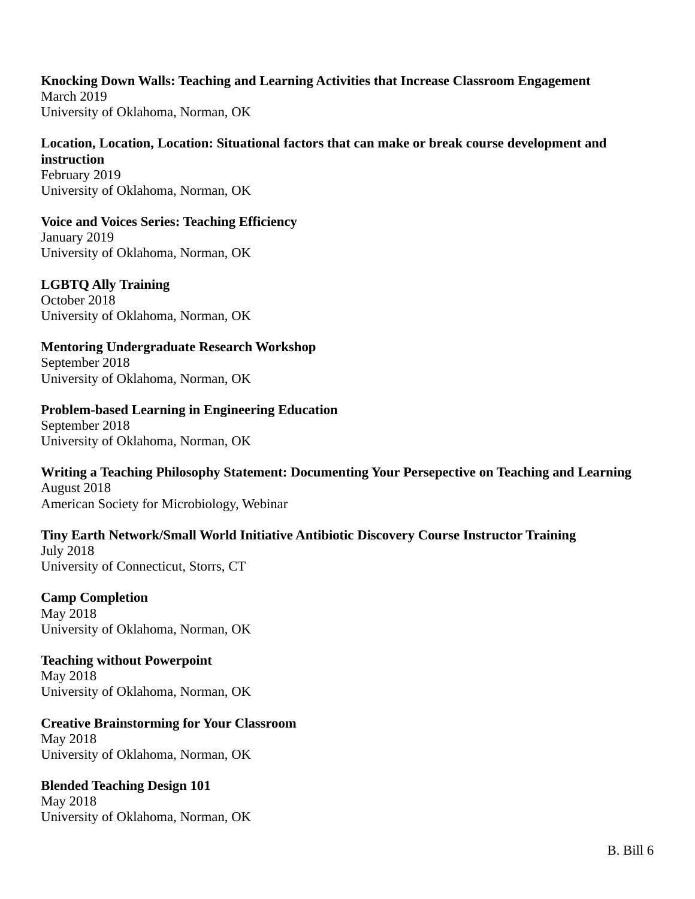**Knocking Down Walls: Teaching and Learning Activities that Increase Classroom Engagement**
March 2019
University of Oklahoma, Norman, OK

**Location, Location, Location: Situational factors that can make or break course development and instruction**
February 2019
University of Oklahoma, Norman, OK

**Voice and Voices Series: Teaching Efficiency**
January 2019
University of Oklahoma, Norman, OK

**LGBTQ Ally Training**
October 2018
University of Oklahoma, Norman, OK

**Mentoring Undergraduate Research Workshop**
September 2018
University of Oklahoma, Norman, OK

**Problem-based Learning in Engineering Education**
September 2018
University of Oklahoma, Norman, OK

**Writing a Teaching Philosophy Statement: Documenting Your Persepective on Teaching and Learning**
August 2018
American Society for Microbiology, Webinar

**Tiny Earth Network/Small World Initiative Antibiotic Discovery Course Instructor Training**
July 2018
University of Connecticut, Storrs, CT

**Camp Completion**
May 2018
University of Oklahoma, Norman, OK

**Teaching without Powerpoint**
May 2018
University of Oklahoma, Norman, OK

**Creative Brainstorming for Your Classroom**
May 2018
University of Oklahoma, Norman, OK

**Blended Teaching Design 101**
May 2018
University of Oklahoma, Norman, OK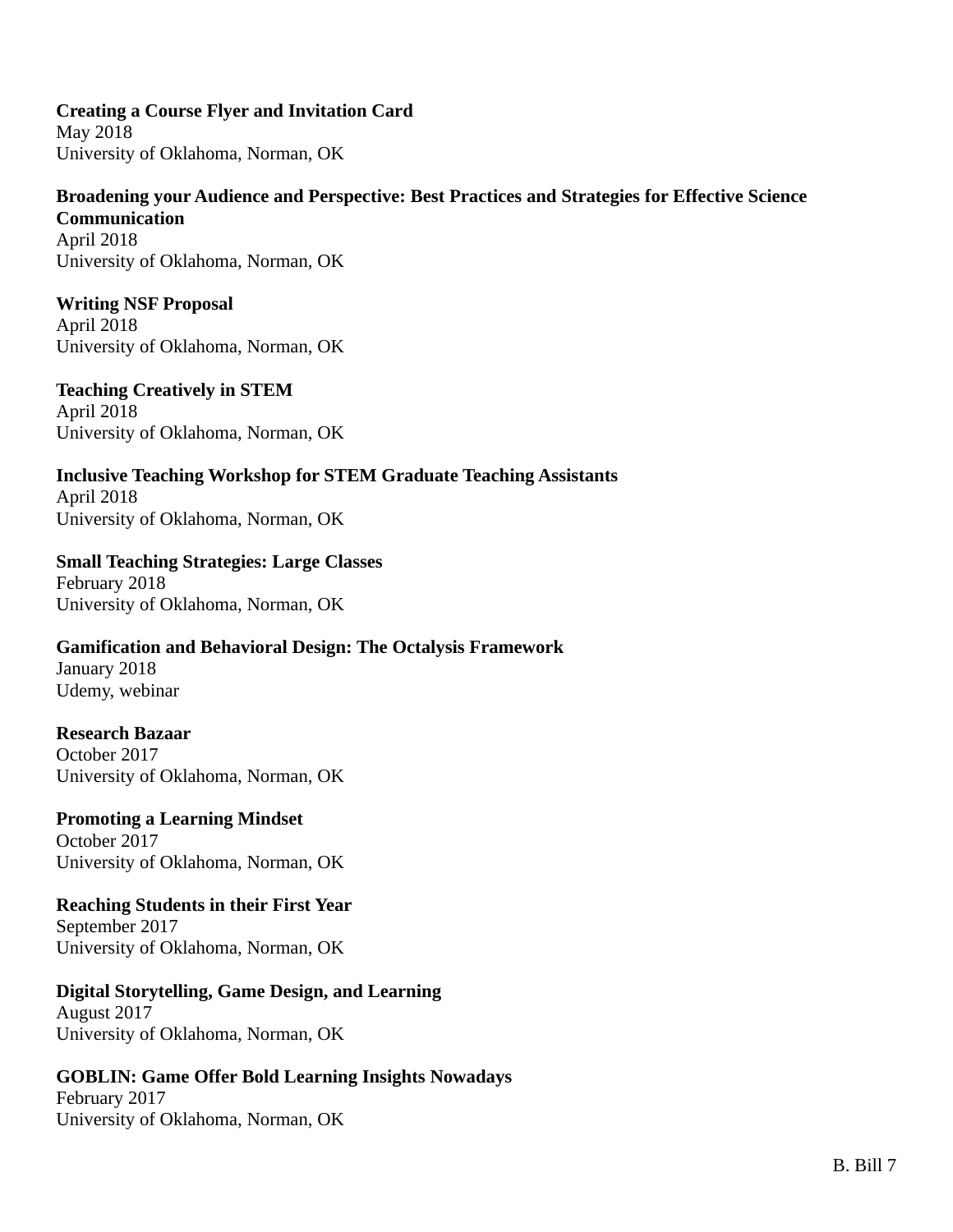**Creating a Course Flyer and Invitation Card**
May 2018
University of Oklahoma, Norman, OK

**Broadening your Audience and Perspective: Best Practices and Strategies for Effective Science Communication**
April 2018
University of Oklahoma, Norman, OK

**Writing NSF Proposal**
April 2018
University of Oklahoma, Norman, OK

**Teaching Creatively in STEM**
April 2018
University of Oklahoma, Norman, OK

**Inclusive Teaching Workshop for STEM Graduate Teaching Assistants**
April 2018
University of Oklahoma, Norman, OK

**Small Teaching Strategies: Large Classes**
February 2018
University of Oklahoma, Norman, OK

**Gamification and Behavioral Design: The Octalysis Framework**
January 2018
Udemy, webinar

**Research Bazaar**
October 2017
University of Oklahoma, Norman, OK

**Promoting a Learning Mindset**
October 2017
University of Oklahoma, Norman, OK

**Reaching Students in their First Year**
September 2017
University of Oklahoma, Norman, OK

**Digital Storytelling, Game Design, and Learning**
August 2017
University of Oklahoma, Norman, OK

**GOBLIN: Game Offer Bold Learning Insights Nowadays**
February 2017
University of Oklahoma, Norman, OK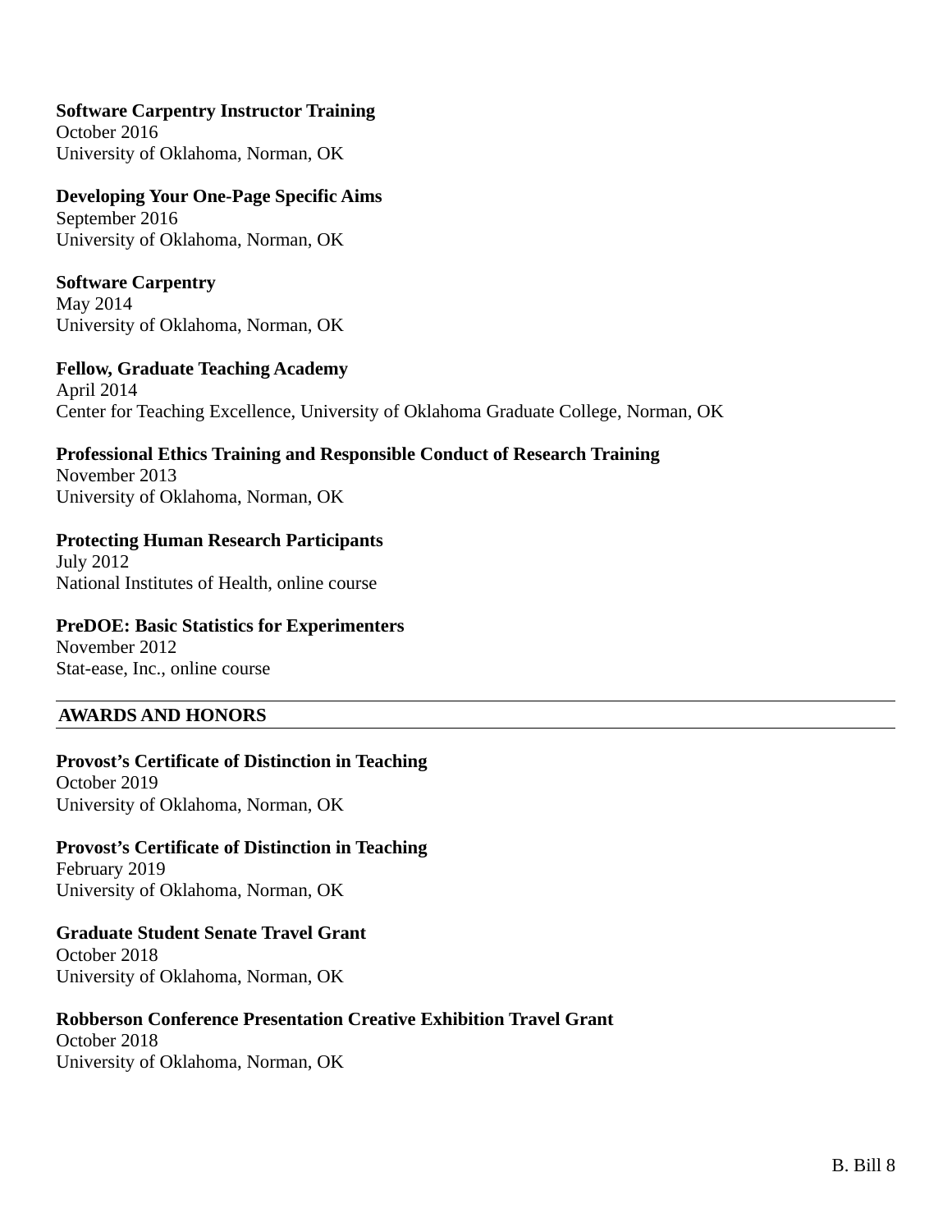**Software Carpentry Instructor Training**
October 2016
University of Oklahoma, Norman, OK

**Developing Your One-Page Specific Aims**
September 2016
University of Oklahoma, Norman, OK

**Software Carpentry**
May 2014
University of Oklahoma, Norman, OK

**Fellow, Graduate Teaching Academy**
April 2014
Center for Teaching Excellence, University of Oklahoma Graduate College, Norman, OK

**Professional Ethics Training and Responsible Conduct of Research Training**
November 2013
University of Oklahoma, Norman, OK

**Protecting Human Research Participants**
July 2012
National Institutes of Health, online course

**PreDOE: Basic Statistics for Experimenters**
November 2012
Stat-ease, Inc., online course

## AWARDS AND HONORS

**Provost's Certificate of Distinction in Teaching**
October 2019
University of Oklahoma, Norman, OK

**Provost's Certificate of Distinction in Teaching**
February 2019
University of Oklahoma, Norman, OK

**Graduate Student Senate Travel Grant**
October 2018
University of Oklahoma, Norman, OK

**Robberson Conference Presentation Creative Exhibition Travel Grant**
October 2018
University of Oklahoma, Norman, OK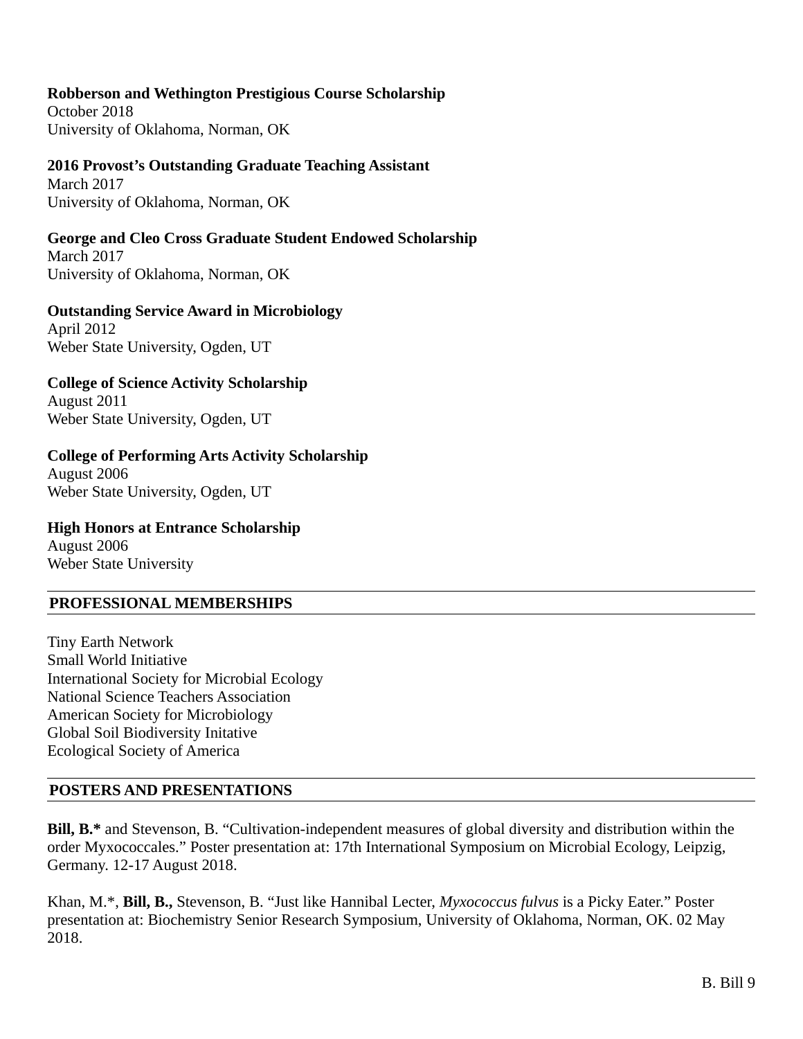**Robberson and Wethington Prestigious Course Scholarship**
October 2018
University of Oklahoma, Norman, OK

**2016 Provost's Outstanding Graduate Teaching Assistant**
March 2017
University of Oklahoma, Norman, OK

**George and Cleo Cross Graduate Student Endowed Scholarship**
March 2017
University of Oklahoma, Norman, OK

**Outstanding Service Award in Microbiology**
April 2012
Weber State University, Ogden, UT

**College of Science Activity Scholarship**
August 2011
Weber State University, Ogden, UT

**College of Performing Arts Activity Scholarship**
August 2006
Weber State University, Ogden, UT

**High Honors at Entrance Scholarship**
August 2006
Weber State University

## PROFESSIONAL MEMBERSHIPS

Tiny Earth Network
Small World Initiative
International Society for Microbial Ecology
National Science Teachers Association
American Society for Microbiology
Global Soil Biodiversity Initative
Ecological Society of America

## POSTERS AND PRESENTATIONS

**Bill, B.*** and Stevenson, B. "Cultivation-independent measures of global diversity and distribution within the order Myxococcales." Poster presentation at: 17th International Symposium on Microbial Ecology, Leipzig, Germany. 12-17 August 2018.

Khan, M.*, **Bill, B.,** Stevenson, B. "Just like Hannibal Lecter, *Myxococcus fulvus* is a Picky Eater." Poster presentation at: Biochemistry Senior Research Symposium, University of Oklahoma, Norman, OK. 02 May 2018.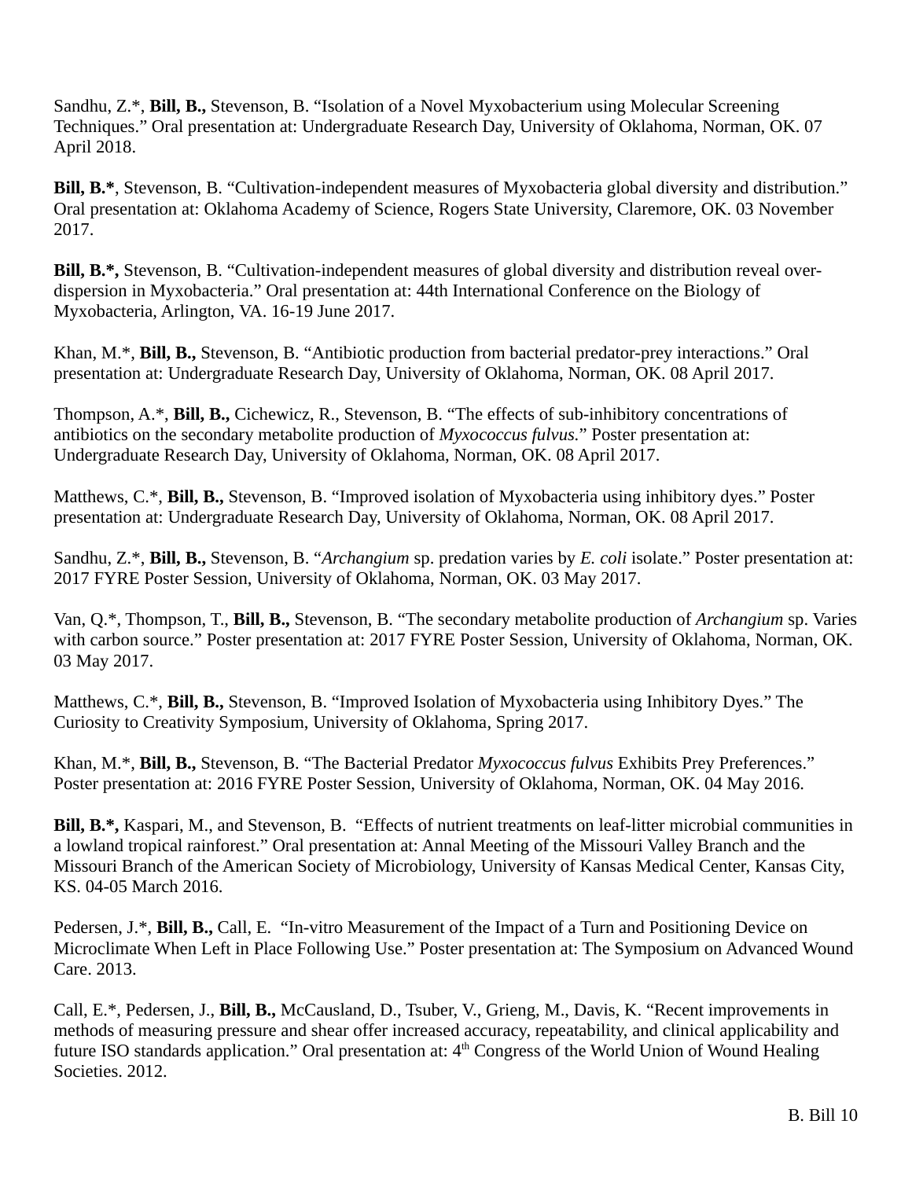Sandhu, Z.*, **Bill, B.,** Stevenson, B. “Isolation of a Novel Myxobacterium using Molecular Screening Techniques.” Oral presentation at: Undergraduate Research Day, University of Oklahoma, Norman, OK. 07 April 2018.

**Bill, B.***, Stevenson, B. “Cultivation-independent measures of Myxobacteria global diversity and distribution.” Oral presentation at: Oklahoma Academy of Science, Rogers State University, Claremore, OK. 03 November 2017.

**Bill, B.*,** Stevenson, B. “Cultivation-independent measures of global diversity and distribution reveal over-dispersion in Myxobacteria.” Oral presentation at: 44th International Conference on the Biology of Myxobacteria, Arlington, VA. 16-19 June 2017.

Khan, M.*, **Bill, B.,** Stevenson, B. “Antibiotic production from bacterial predator-prey interactions.” Oral presentation at: Undergraduate Research Day, University of Oklahoma, Norman, OK. 08 April 2017.

Thompson, A.*, **Bill, B.,** Cichewicz, R., Stevenson, B. “The effects of sub-inhibitory concentrations of antibiotics on the secondary metabolite production of *Myxococcus fulvus*.” Poster presentation at: Undergraduate Research Day, University of Oklahoma, Norman, OK. 08 April 2017.

Matthews, C.*, **Bill, B.,** Stevenson, B. “Improved isolation of Myxobacteria using inhibitory dyes.” Poster presentation at: Undergraduate Research Day, University of Oklahoma, Norman, OK. 08 April 2017.

Sandhu, Z.*, **Bill, B.,** Stevenson, B. “*Archangium* sp. predation varies by *E. coli* isolate.” Poster presentation at: 2017 FYRE Poster Session, University of Oklahoma, Norman, OK. 03 May 2017.

Van, Q.*, Thompson, T., **Bill, B.,** Stevenson, B. “The secondary metabolite production of *Archangium* sp. Varies with carbon source.” Poster presentation at: 2017 FYRE Poster Session, University of Oklahoma, Norman, OK. 03 May 2017.

Matthews, C.*, **Bill, B.,** Stevenson, B. “Improved Isolation of Myxobacteria using Inhibitory Dyes.” The Curiosity to Creativity Symposium, University of Oklahoma, Spring 2017.

Khan, M.*, **Bill, B.,** Stevenson, B. “The Bacterial Predator *Myxococcus fulvus* Exhibits Prey Preferences.” Poster presentation at: 2016 FYRE Poster Session, University of Oklahoma, Norman, OK. 04 May 2016.

**Bill, B.*,** Kaspari, M., and Stevenson, B. “Effects of nutrient treatments on leaf-litter microbial communities in a lowland tropical rainforest.” Oral presentation at: Annal Meeting of the Missouri Valley Branch and the Missouri Branch of the American Society of Microbiology, University of Kansas Medical Center, Kansas City, KS. 04-05 March 2016.

Pedersen, J.*, **Bill, B.,** Call, E. “In-vitro Measurement of the Impact of a Turn and Positioning Device on Microclimate When Left in Place Following Use.” Poster presentation at: The Symposium on Advanced Wound Care. 2013.

Call, E.*, Pedersen, J., **Bill, B.,** McCausland, D., Tsuber, V., Grieng, M., Davis, K. “Recent improvements in methods of measuring pressure and shear offer increased accuracy, repeatability, and clinical applicability and future ISO standards application.” Oral presentation at: 4th Congress of the World Union of Wound Healing Societies. 2012.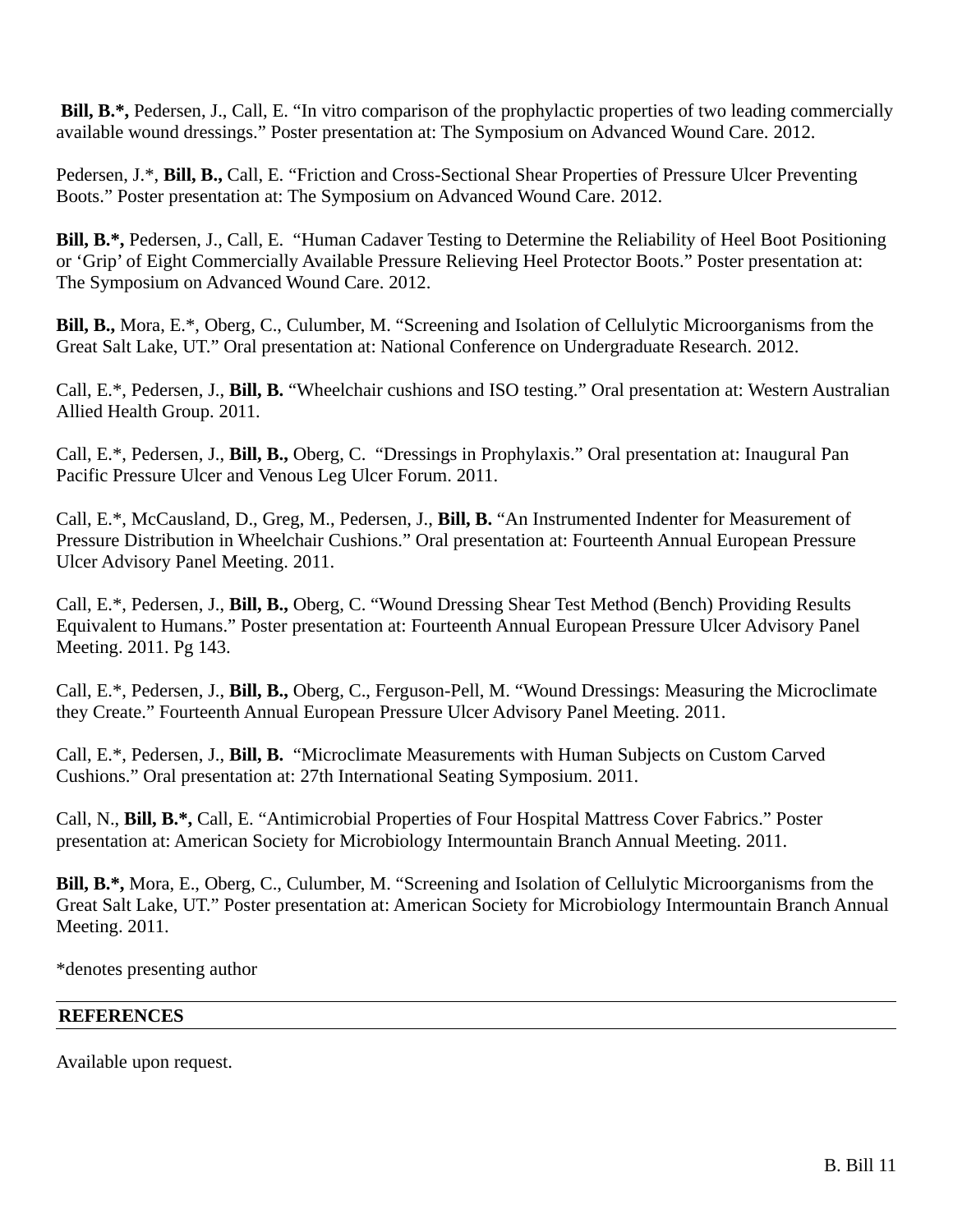**Bill, B.*,** Pedersen, J., Call, E. “In vitro comparison of the prophylactic properties of two leading commercially available wound dressings.” Poster presentation at: The Symposium on Advanced Wound Care. 2012.

Pedersen, J.*, **Bill, B.,** Call, E. “Friction and Cross-Sectional Shear Properties of Pressure Ulcer Preventing Boots.” Poster presentation at: The Symposium on Advanced Wound Care. 2012.

**Bill, B.*,** Pedersen, J., Call, E. “Human Cadaver Testing to Determine the Reliability of Heel Boot Positioning or ‘Grip’ of Eight Commercially Available Pressure Relieving Heel Protector Boots.” Poster presentation at: The Symposium on Advanced Wound Care. 2012.

**Bill, B.,** Mora, E.*, Oberg, C., Culumber, M. “Screening and Isolation of Cellulytic Microorganisms from the Great Salt Lake, UT.” Oral presentation at: National Conference on Undergraduate Research. 2012.

Call, E.*, Pedersen, J., **Bill, B.** “Wheelchair cushions and ISO testing.” Oral presentation at: Western Australian Allied Health Group. 2011.

Call, E.*, Pedersen, J., **Bill, B.,** Oberg, C. “Dressings in Prophylaxis.” Oral presentation at: Inaugural Pan Pacific Pressure Ulcer and Venous Leg Ulcer Forum. 2011.

Call, E.*, McCausland, D., Greg, M., Pedersen, J., **Bill, B.** “An Instrumented Indenter for Measurement of Pressure Distribution in Wheelchair Cushions.” Oral presentation at: Fourteenth Annual European Pressure Ulcer Advisory Panel Meeting. 2011.

Call, E.*, Pedersen, J., **Bill, B.,** Oberg, C. “Wound Dressing Shear Test Method (Bench) Providing Results Equivalent to Humans.” Poster presentation at: Fourteenth Annual European Pressure Ulcer Advisory Panel Meeting. 2011. Pg 143.

Call, E.*, Pedersen, J., **Bill, B.,** Oberg, C., Ferguson-Pell, M. “Wound Dressings: Measuring the Microclimate they Create.” Fourteenth Annual European Pressure Ulcer Advisory Panel Meeting. 2011.

Call, E.*, Pedersen, J., **Bill, B.** “Microclimate Measurements with Human Subjects on Custom Carved Cushions.” Oral presentation at: 27th International Seating Symposium. 2011.

Call, N., **Bill, B.*,** Call, E. “Antimicrobial Properties of Four Hospital Mattress Cover Fabrics.” Poster presentation at: American Society for Microbiology Intermountain Branch Annual Meeting. 2011.

**Bill, B.*,** Mora, E., Oberg, C., Culumber, M. “Screening and Isolation of Cellulytic Microorganisms from the Great Salt Lake, UT.” Poster presentation at: American Society for Microbiology Intermountain Branch Annual Meeting. 2011.

*denotes presenting author

## REFERENCES

Available upon request.